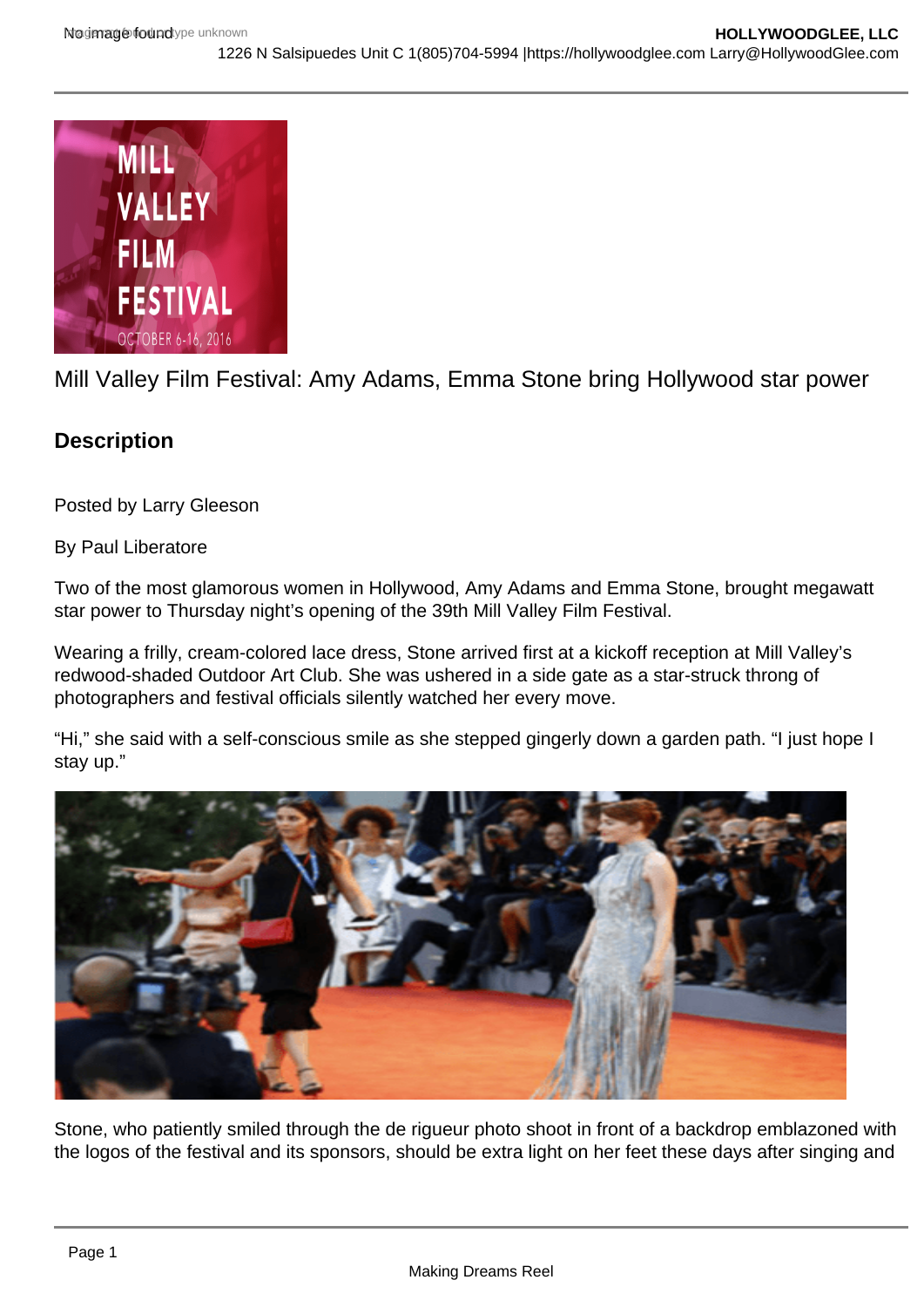Mill Valley Film Festival: Amy Adams, Emma Stone bring Hollywood star power

## Description

Posted by Larry Gleeson

By Paul Liberatore

Two of the most glamorous women in Hollywood, Amy Adams and Emma Stone, brought megawatt star power to Thursday night's opening of the 39th Mill Valley Film Festival.

Wearing a frilly, cream-colored lace dress, Stone arrived first at a kickoff reception at Mill Valley's redwood-shaded Outdoor Art Club. She was ushered in a side gate as a star-struck throng of photographers and festival officials silently watched her every move.

"Hi," she said with a self-conscious smile as she stepped gingerly down a garden path. "I just hope I stay up."

Stone, who patiently smiled through the de rigueur photo shoot in front of a backdrop emblazoned with the logos of the festival and its sponsors, should be extra light on her feet these days after singing and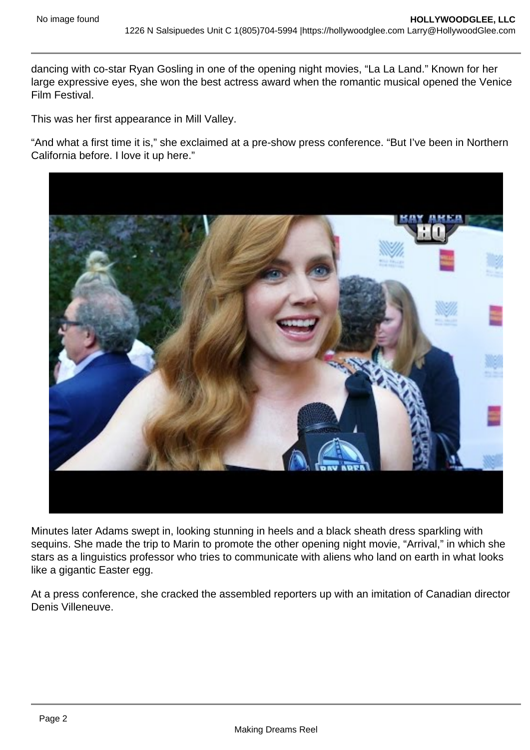dancing with co-star Ryan Gosling in one of the opening night movies, “La La Land.” Known for her large expressive eyes, she won the best actress award when the romantic musical opened the Venice Film Festival.

This was her first appearance in Mill Valley.

“And what a first time it is,” she exclaimed at a pre-show press conference. “But I’ve been in Northern California before. I love it up here.”

Minutes later Adams swept in, looking stunning in heels and a black sheath dress sparkling with sequins. She made the trip to Marin to promote the other opening night movie, “Arrival,” in which she stars as a linguistics professor who tries to communicate with aliens who land on earth in what looks like a gigantic Easter egg.

At a press conference, she cracked the assembled reporters up with an imitation of Canadian director Denis Villeneuve.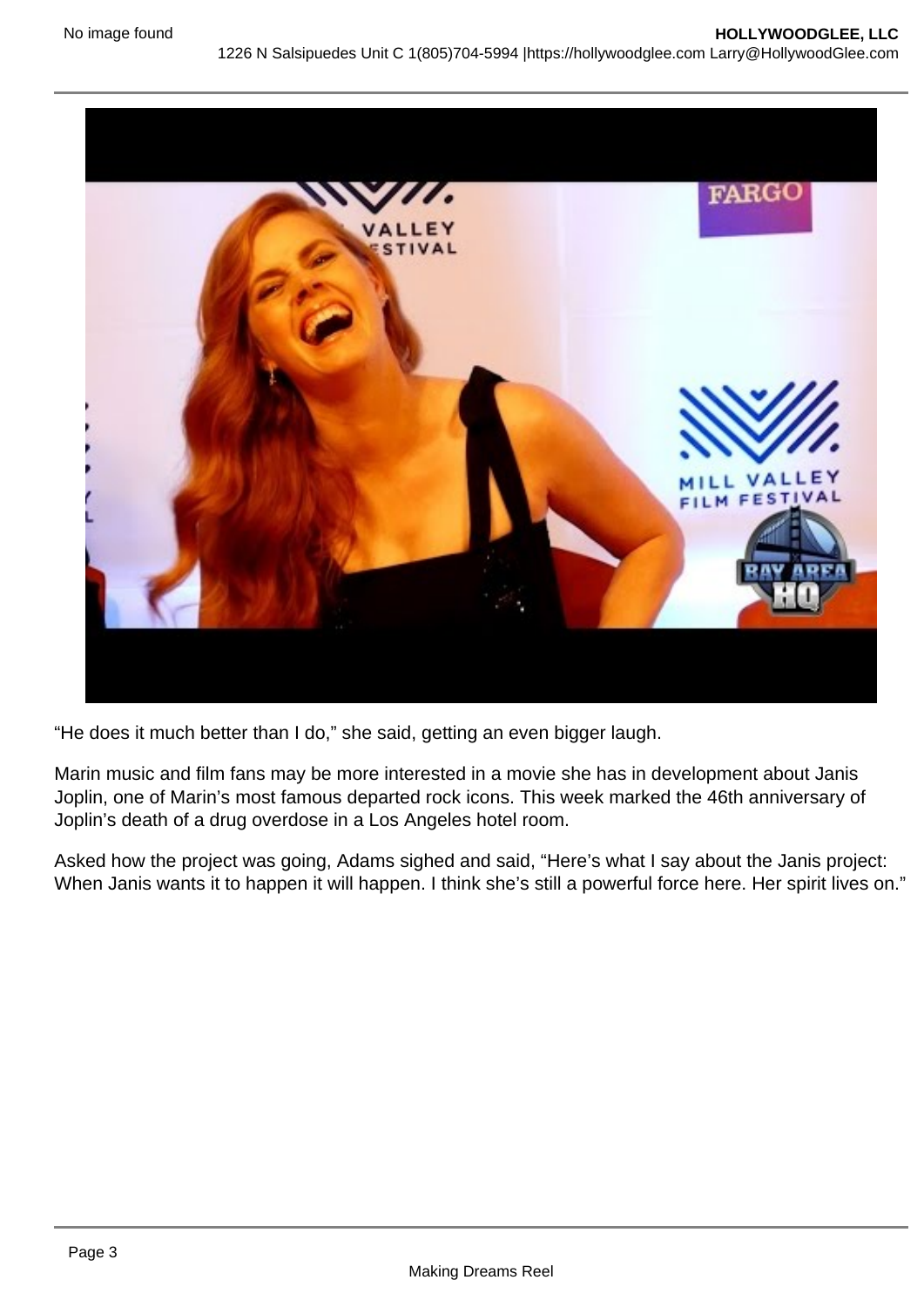“He does it much better than I do,” she said, getting an even bigger laugh.

Marin music and film fans may be more interested in a movie she has in development about Janis Joplin, one of Marin’s most famous departed rock icons. This week marked the 46th anniversary of Joplin’s death of a drug overdose in a Los Angeles hotel room.

Asked how the project was going, Adams sighed and said, “Here’s what I say about the Janis project: When Janis wants it to happen it will happen. I think she’s still a powerful force here. Her spirit lives on.”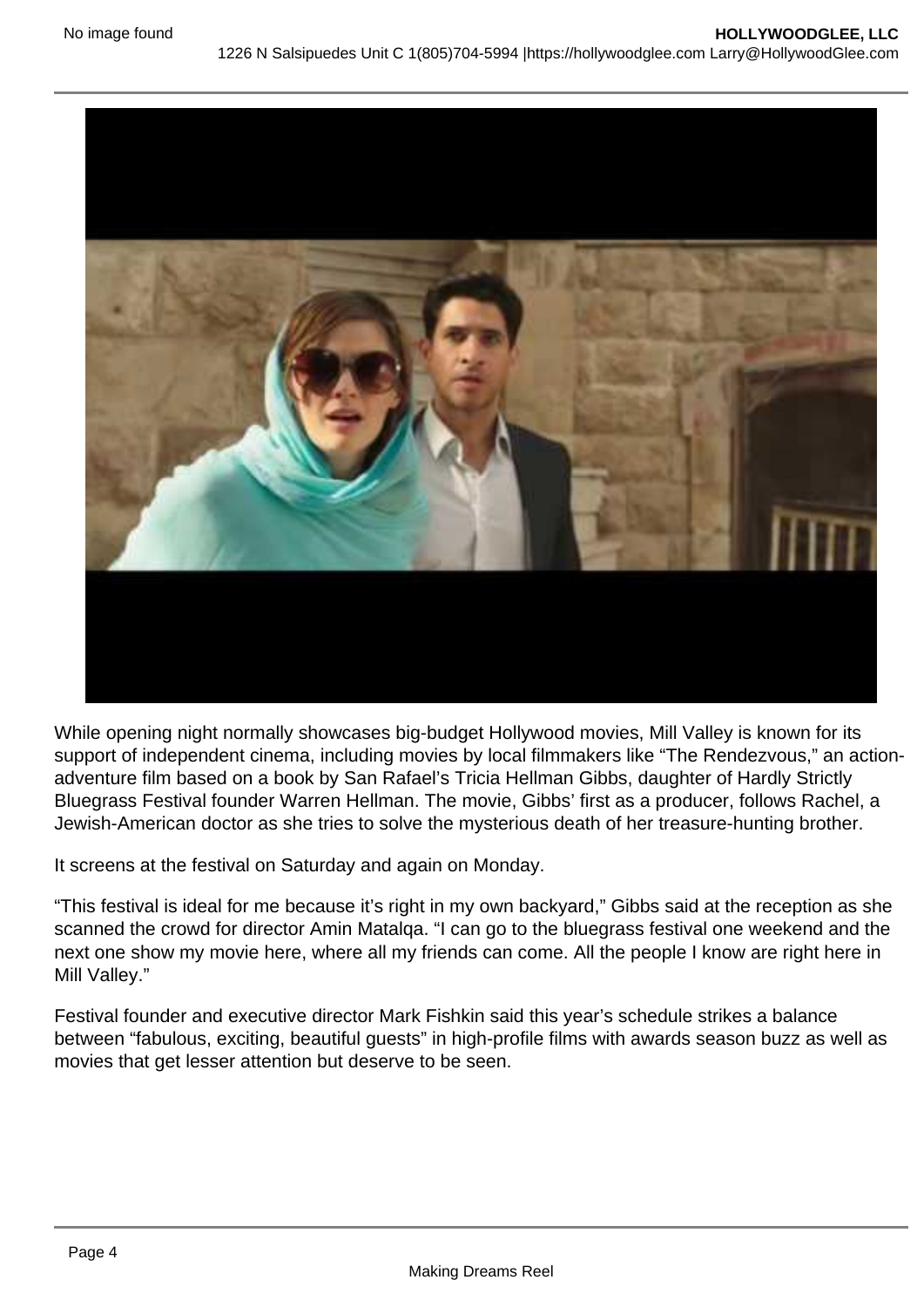While opening night normally showcases big-budget Hollywood movies, Mill Valley is known for its support of independent cinema, including movies by local filmmakers like "The Rendezvous," an action-adventure film based on a book by San Rafael's Tricia Hellman Gibbs, daughter of Hardly Strictly Bluegrass Festival founder Warren Hellman. The movie, Gibbs' first as a producer, follows Rachel, a Jewish-American doctor as she tries to solve the mysterious death of her treasure-hunting brother.

It screens at the festival on Saturday and again on Monday.

"This festival is ideal for me because it's right in my own backyard," Gibbs said at the reception as she scanned the crowd for director Amin Matalqa. "I can go to the bluegrass festival one weekend and the next one show my movie here, where all my friends can come. All the people I know are right here in Mill Valley."

Festival founder and executive director Mark Fishkin said this year's schedule strikes a balance between "fabulous, exciting, beautiful guests" in high-profile films with awards season buzz as well as movies that get lesser attention but deserve to be seen.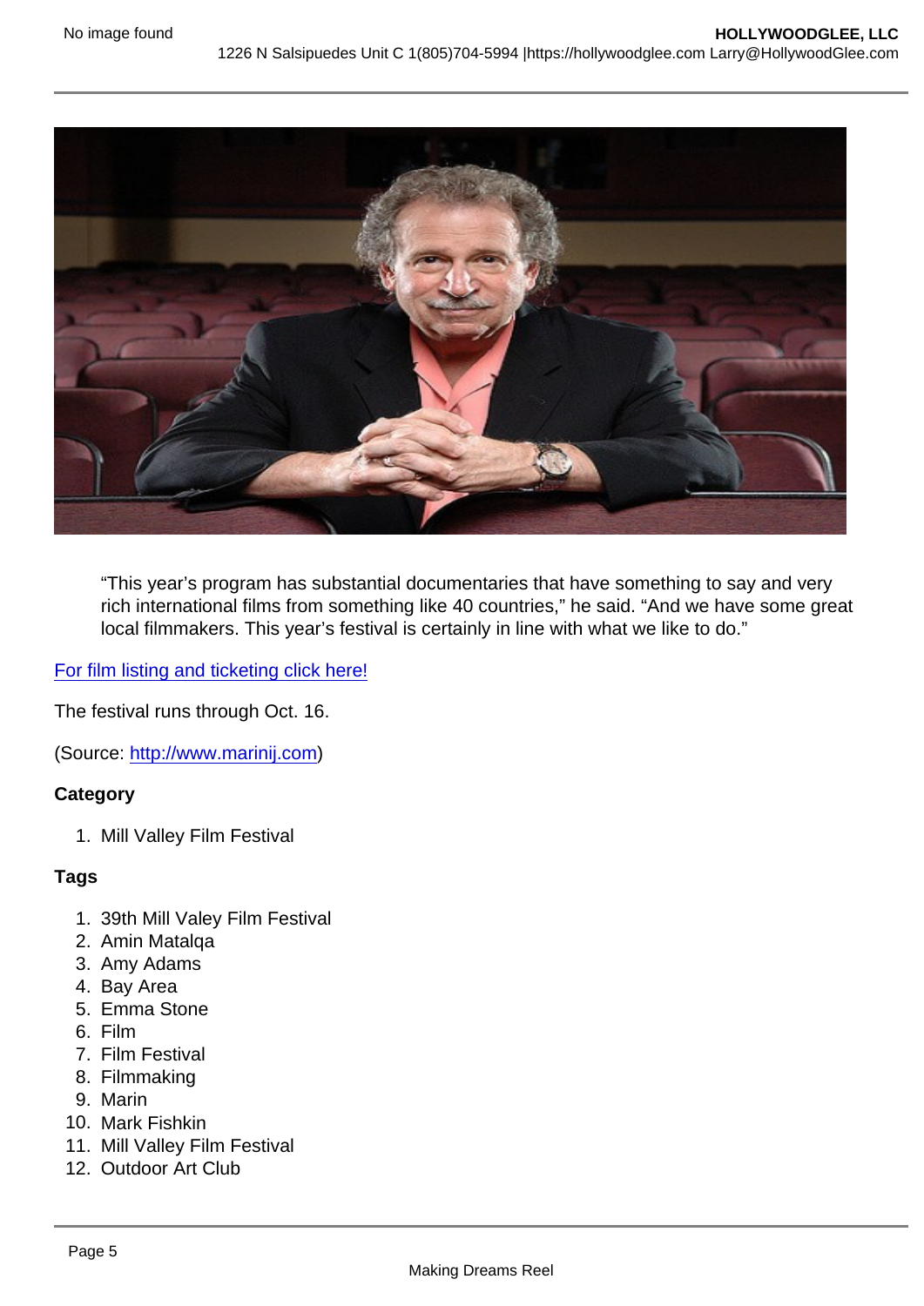> "This year's program has substantial documentaries that have something to say and very rich international films from something like 40 countries," he said. "And we have some great local filmmakers. This year's festival is certainly in line with what we like to do."

[For film listing and ticketing click here!]

The festival runs through Oct. 16.

(Source: http://www.marinij.com)

**Category**

1. Mill Valley Film Festival

**Tags**

1. 39th Mill Valey Film Festival
2. Amin Matalqa
3. Amy Adams
4. Bay Area
5. Emma Stone
6. Film
7. Film Festival
8. Filmmaking
9. Marin
10. Mark Fishkin
11. Mill Valley Film Festival
12. Outdoor Art Club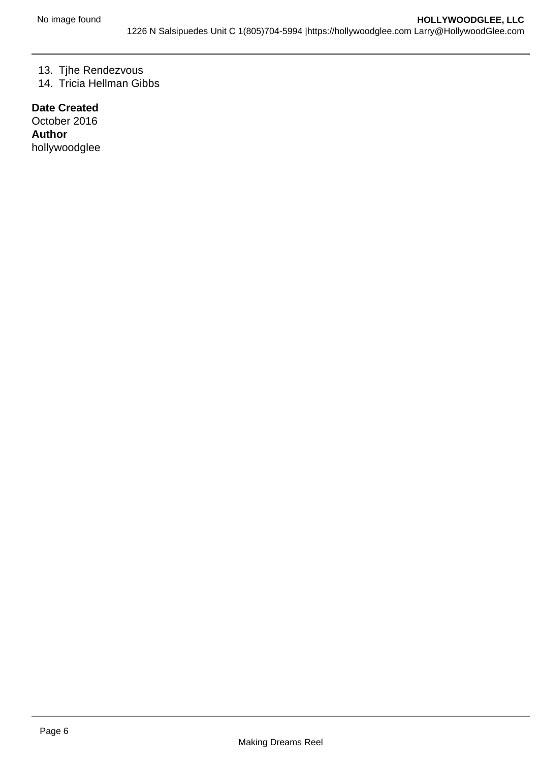13. Tjhe Rendezvous
14. Tricia Hellman Gibbs

**Date Created**
October 2016
**Author**
hollywoodglee